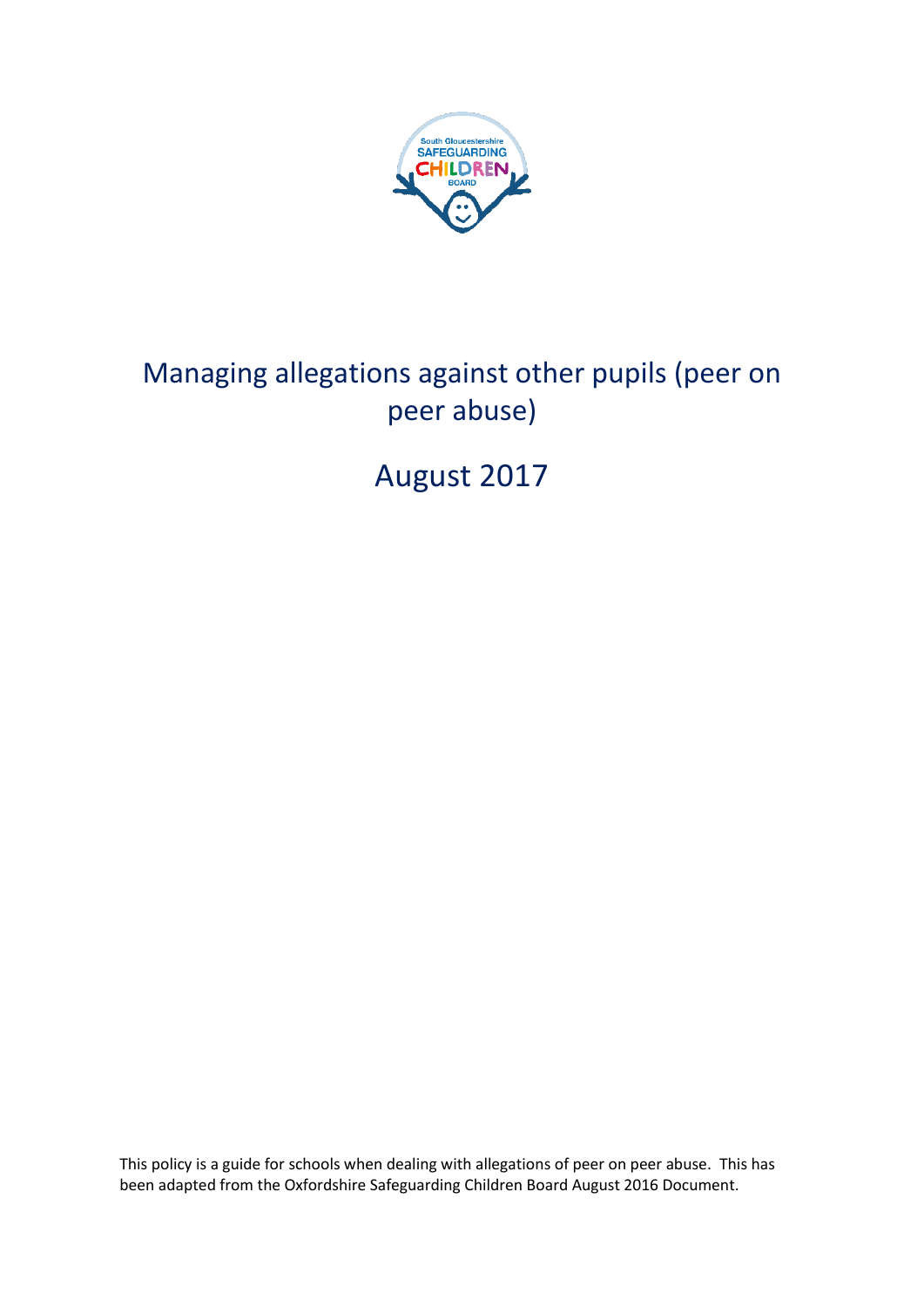# Managing allegations against other pupils (peer on peer abuse)

## August 2017

This policy is a guide for schools when dealing with allegations of peer on peer abuse. This has been adapted from the Oxfordshire Safeguarding Children Board August 2016 Document.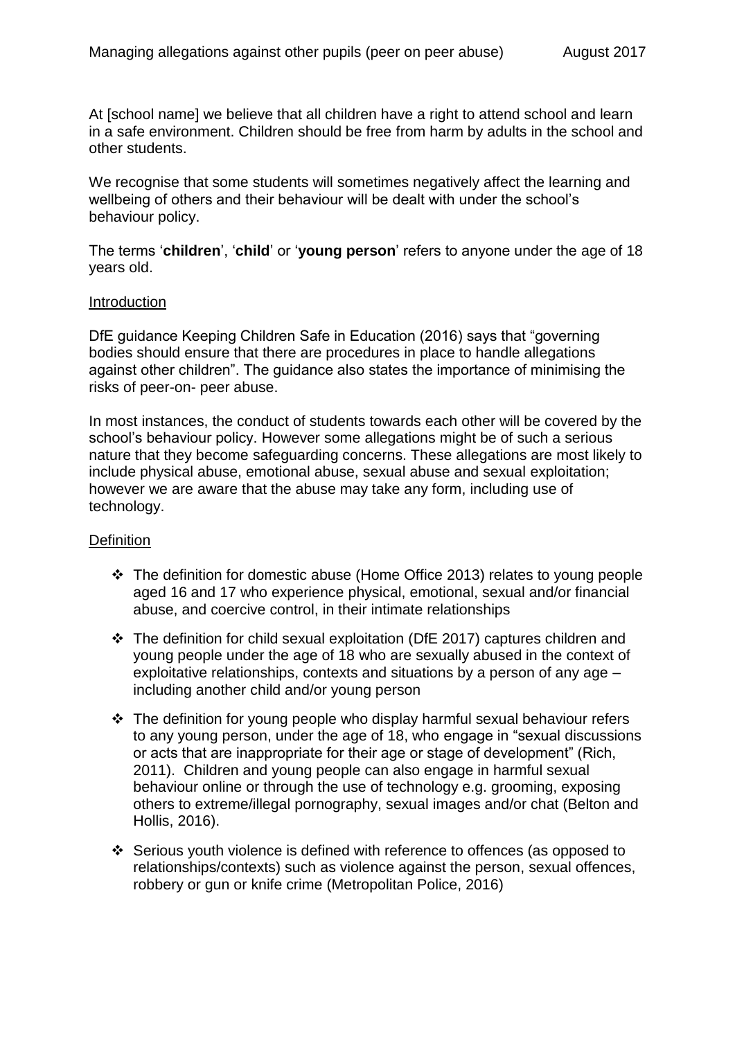At [school name] we believe that all children have a right to attend school and learn in a safe environment. Children should be free from harm by adults in the school and other students.

We recognise that some students will sometimes negatively affect the learning and wellbeing of others and their behaviour will be dealt with under the school's behaviour policy.

The terms '**children**', '**child**' or '**young person**' refers to anyone under the age of 18 years old.

## Introduction

DfE guidance Keeping Children Safe in Education (2016) says that "governing bodies should ensure that there are procedures in place to handle allegations against other children". The guidance also states the importance of minimising the risks of peer-on- peer abuse.

In most instances, the conduct of students towards each other will be covered by the school's behaviour policy. However some allegations might be of such a serious nature that they become safeguarding concerns. These allegations are most likely to include physical abuse, emotional abuse, sexual abuse and sexual exploitation; however we are aware that the abuse may take any form, including use of technology.

## Definition

- The definition for domestic abuse (Home Office 2013) relates to young people aged 16 and 17 who experience physical, emotional, sexual and/or financial abuse, and coercive control, in their intimate relationships
- The definition for child sexual exploitation (DfE 2017) captures children and young people under the age of 18 who are sexually abused in the context of exploitative relationships, contexts and situations by a person of any age – including another child and/or young person
- The definition for young people who display harmful sexual behaviour refers to any young person, under the age of 18, who engage in "sexual discussions or acts that are inappropriate for their age or stage of development" (Rich, 2011). Children and young people can also engage in harmful sexual behaviour online or through the use of technology e.g. grooming, exposing others to extreme/illegal pornography, sexual images and/or chat (Belton and Hollis, 2016).
- Serious youth violence is defined with reference to offences (as opposed to relationships/contexts) such as violence against the person, sexual offences, robbery or gun or knife crime (Metropolitan Police, 2016)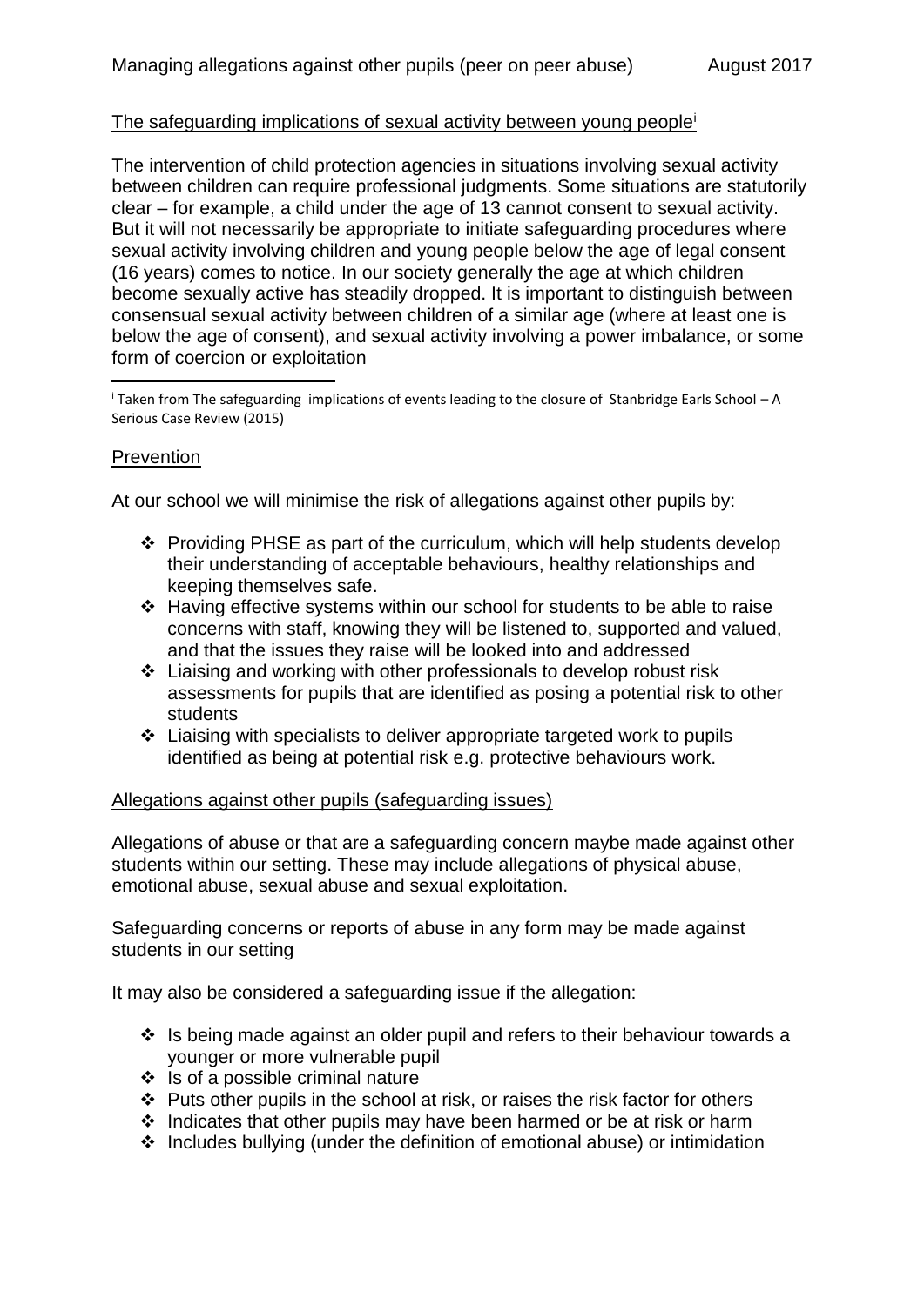## The safeguarding implications of sexual activity between young people[i]

The intervention of child protection agencies in situations involving sexual activity between children can require professional judgments. Some situations are statutorily clear – for example, a child under the age of 13 cannot consent to sexual activity. But it will not necessarily be appropriate to initiate safeguarding procedures where sexual activity involving children and young people below the age of legal consent (16 years) comes to notice. In our society generally the age at which children become sexually active has steadily dropped. It is important to distinguish between consensual sexual activity between children of a similar age (where at least one is below the age of consent), and sexual activity involving a power imbalance, or some form of coercion or exploitation

[i] Taken from The safeguarding implications of events leading to the closure of Stanbridge Earls School – A Serious Case Review (2015)

## Prevention

At our school we will minimise the risk of allegations against other pupils by:

- Providing PHSE as part of the curriculum, which will help students develop their understanding of acceptable behaviours, healthy relationships and keeping themselves safe.
- Having effective systems within our school for students to be able to raise concerns with staff, knowing they will be listened to, supported and valued, and that the issues they raise will be looked into and addressed
- Liaising and working with other professionals to develop robust risk assessments for pupils that are identified as posing a potential risk to other students
- Liaising with specialists to deliver appropriate targeted work to pupils identified as being at potential risk e.g. protective behaviours work.

## Allegations against other pupils (safeguarding issues)

Allegations of abuse or that are a safeguarding concern maybe made against other students within our setting. These may include allegations of physical abuse, emotional abuse, sexual abuse and sexual exploitation.

Safeguarding concerns or reports of abuse in any form may be made against students in our setting

It may also be considered a safeguarding issue if the allegation:

- Is being made against an older pupil and refers to their behaviour towards a younger or more vulnerable pupil
- Is of a possible criminal nature
- Puts other pupils in the school at risk, or raises the risk factor for others
- Indicates that other pupils may have been harmed or be at risk or harm
- Includes bullying (under the definition of emotional abuse) or intimidation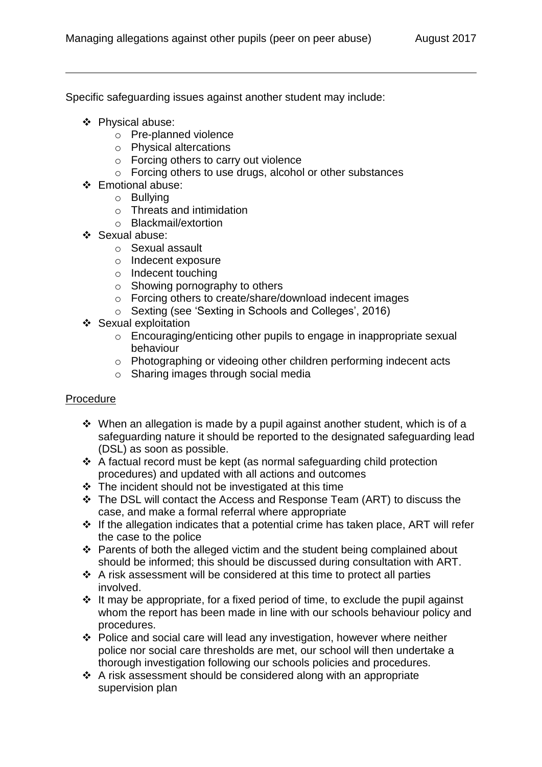Specific safeguarding issues against another student may include:

- Physical abuse:
  - Pre-planned violence
  - Physical altercations
  - Forcing others to carry out violence
  - Forcing others to use drugs, alcohol or other substances
- Emotional abuse:
  - Bullying
  - Threats and intimidation
  - Blackmail/extortion
- Sexual abuse:
  - Sexual assault
  - Indecent exposure
  - Indecent touching
  - Showing pornography to others
  - Forcing others to create/share/download indecent images
  - Sexting (see 'Sexting in Schools and Colleges', 2016)
- Sexual exploitation
  - Encouraging/enticing other pupils to engage in inappropriate sexual behaviour
  - Photographing or videoing other children performing indecent acts
  - Sharing images through social media

<u>Procedure</u>

- When an allegation is made by a pupil against another student, which is of a safeguarding nature it should be reported to the designated safeguarding lead (DSL) as soon as possible.
- A factual record must be kept (as normal safeguarding child protection procedures) and updated with all actions and outcomes
- The incident should not be investigated at this time
- The DSL will contact the Access and Response Team (ART) to discuss the case, and make a formal referral where appropriate
- If the allegation indicates that a potential crime has taken place, ART will refer the case to the police
- Parents of both the alleged victim and the student being complained about should be informed; this should be discussed during consultation with ART.
- A risk assessment will be considered at this time to protect all parties involved.
- It may be appropriate, for a fixed period of time, to exclude the pupil against whom the report has been made in line with our schools behaviour policy and procedures.
- Police and social care will lead any investigation, however where neither police nor social care thresholds are met, our school will then undertake a thorough investigation following our schools policies and procedures.
- A risk assessment should be considered along with an appropriate supervision plan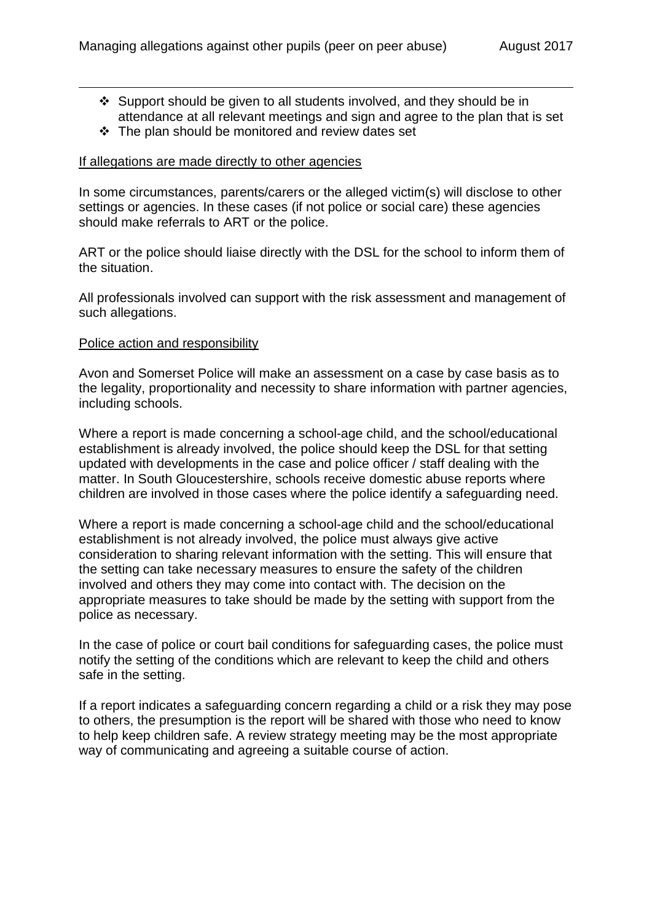- Support should be given to all students involved, and they should be in attendance at all relevant meetings and sign and agree to the plan that is set
- The plan should be monitored and review dates set

<u>If allegations are made directly to other agencies</u>

In some circumstances, parents/carers or the alleged victim(s) will disclose to other settings or agencies. In these cases (if not police or social care) these agencies should make referrals to ART or the police.

ART or the police should liaise directly with the DSL for the school to inform them of the situation.

All professionals involved can support with the risk assessment and management of such allegations.

<u>Police action and responsibility</u>

Avon and Somerset Police will make an assessment on a case by case basis as to the legality, proportionality and necessity to share information with partner agencies, including schools.

Where a report is made concerning a school-age child, and the school/educational establishment is already involved, the police should keep the DSL for that setting updated with developments in the case and police officer / staff dealing with the matter. In South Gloucestershire, schools receive domestic abuse reports where children are involved in those cases where the police identify a safeguarding need.

Where a report is made concerning a school-age child and the school/educational establishment is not already involved, the police must always give active consideration to sharing relevant information with the setting. This will ensure that the setting can take necessary measures to ensure the safety of the children involved and others they may come into contact with. The decision on the appropriate measures to take should be made by the setting with support from the police as necessary.

In the case of police or court bail conditions for safeguarding cases, the police must notify the setting of the conditions which are relevant to keep the child and others safe in the setting.

If a report indicates a safeguarding concern regarding a child or a risk they may pose to others, the presumption is the report will be shared with those who need to know to help keep children safe. A review strategy meeting may be the most appropriate way of communicating and agreeing a suitable course of action.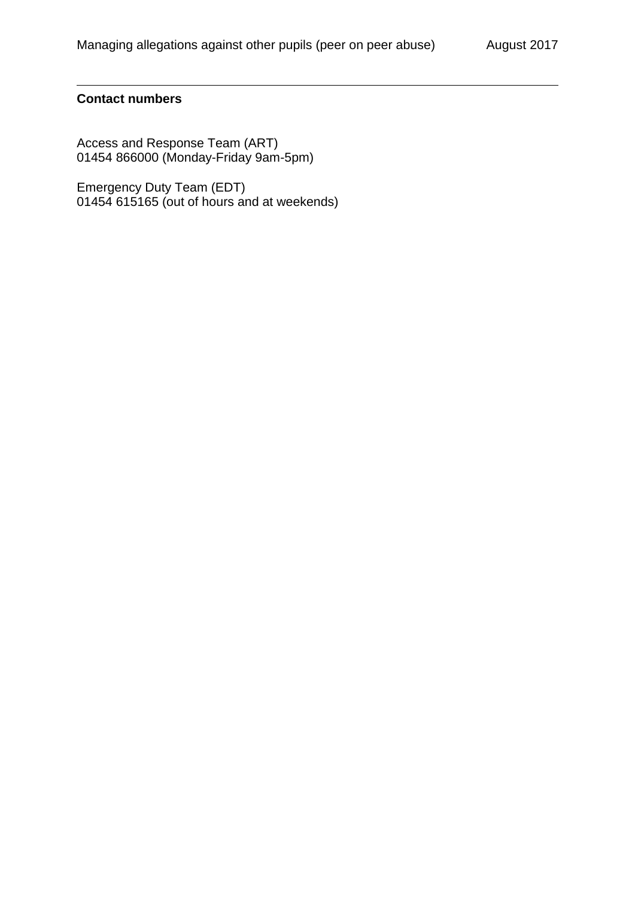## Contact numbers

Access and Response Team (ART)
01454 866000 (Monday-Friday 9am-5pm)

Emergency Duty Team (EDT)
01454 615165 (out of hours and at weekends)